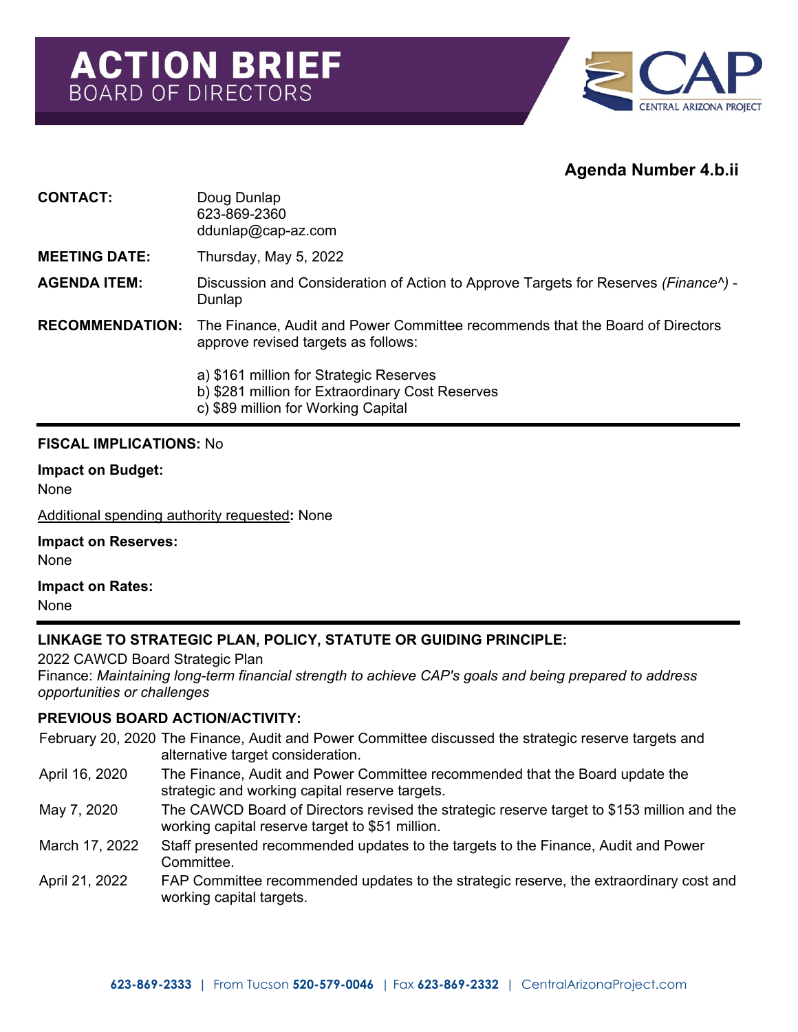# ACTION BRIEF
## BOARD OF DIRECTORS

CAP CENTRAL ARIZONA PROJECT

**Agenda Number 4.b.ii**

**CONTACT:** Doug Dunlap
623-869-2360
ddunlap@cap-az.com

**MEETING DATE:** Thursday, May 5, 2022

**AGENDA ITEM:** Discussion and Consideration of Action to Approve Targets for Reserves *(Finance^)* - Dunlap

**RECOMMENDATION:** The Finance, Audit and Power Committee recommends that the Board of Directors approve revised targets as follows:

a) $161 million for Strategic Reserves
b) $281 million for Extraordinary Cost Reserves
c) $89 million for Working Capital

---

**FISCAL IMPLICATIONS:** No

**Impact on Budget:**
None

Additional spending authority requested**:** None

**Impact on Reserves:**
None

**Impact on Rates:**
None

---

**LINKAGE TO STRATEGIC PLAN, POLICY, STATUTE OR GUIDING PRINCIPLE:**

2022 CAWCD Board Strategic Plan
Finance: *Maintaining long-term financial strength to achieve CAP's goals and being prepared to address opportunities or challenges*

**PREVIOUS BOARD ACTION/ACTIVITY:**

| | |
|---|---|
| February 20, 2020 | The Finance, Audit and Power Committee discussed the strategic reserve targets and alternative target consideration. |
| April 16, 2020 | The Finance, Audit and Power Committee recommended that the Board update the strategic and working capital reserve targets. |
| May 7, 2020 | The CAWCD Board of Directors revised the strategic reserve target to $153 million and the working capital reserve target to $51 million. |
| March 17, 2022 | Staff presented recommended updates to the targets to the Finance, Audit and Power Committee. |
| April 21, 2022 | FAP Committee recommended updates to the strategic reserve, the extraordinary cost and working capital targets. |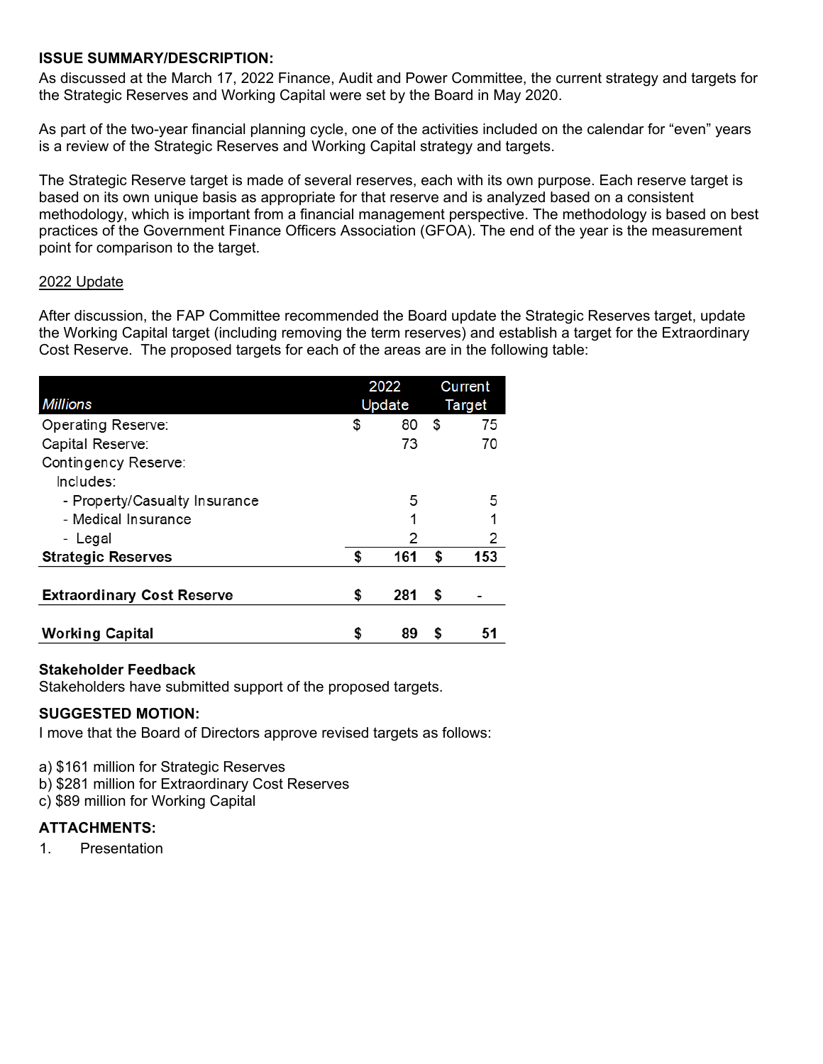**ISSUE SUMMARY/DESCRIPTION:**

As discussed at the March 17, 2022 Finance, Audit and Power Committee, the current strategy and targets for the Strategic Reserves and Working Capital were set by the Board in May 2020.

As part of the two-year financial planning cycle, one of the activities included on the calendar for "even" years is a review of the Strategic Reserves and Working Capital strategy and targets.

The Strategic Reserve target is made of several reserves, each with its own purpose. Each reserve target is based on its own unique basis as appropriate for that reserve and is analyzed based on a consistent methodology, which is important from a financial management perspective. The methodology is based on best practices of the Government Finance Officers Association (GFOA). The end of the year is the measurement point for comparison to the target.

<u>2022 Update</u>

After discussion, the FAP Committee recommended the Board update the Strategic Reserves target, update the Working Capital target (including removing the term reserves) and establish a target for the Extraordinary Cost Reserve. The proposed targets for each of the areas are in the following table:

| *Millions* | 2022 Update | Current Target |
|---|---|---|
| Operating Reserve: | $ 80 | $ 75 |
| Capital Reserve: | 73 | 70 |
| Contingency Reserve: | | |
| Includes: | | |
| - Property/Casualty Insurance | 5 | 5 |
| - Medical Insurance | 1 | 1 |
| - Legal | 2 | 2 |
| **Strategic Reserves** | **$ 161** | **$ 153** |
| | | |
| **Extraordinary Cost Reserve** | **$ 281** | **$ -** |
| | | |
| **Working Capital** | **$ 89** | **$ 51** |

**Stakeholder Feedback**

Stakeholders have submitted support of the proposed targets.

**SUGGESTED MOTION:**

I move that the Board of Directors approve revised targets as follows:

a) $161 million for Strategic Reserves
b) $281 million for Extraordinary Cost Reserves
c) $89 million for Working Capital

**ATTACHMENTS:**

1. Presentation